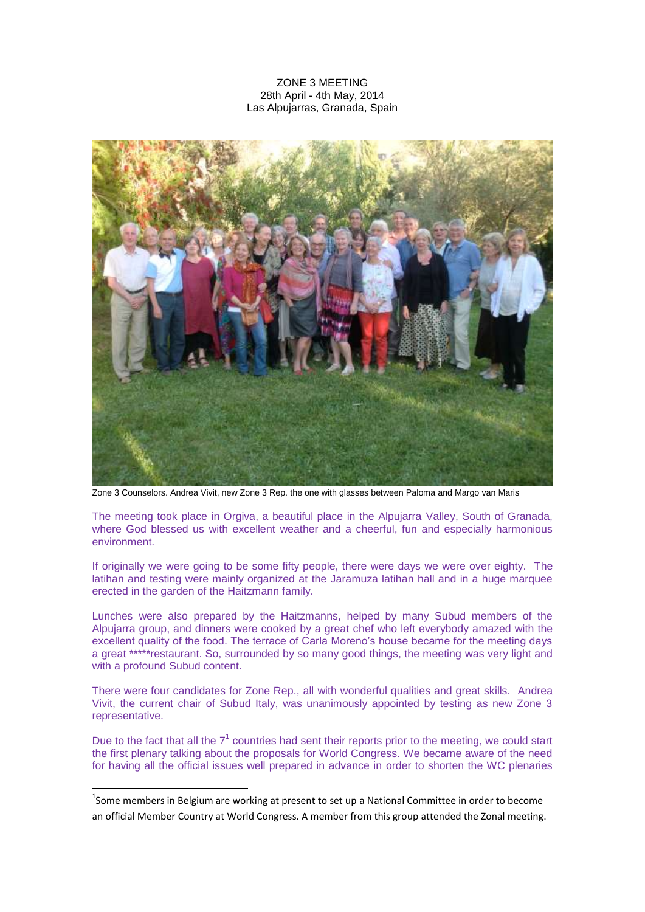ZONE 3 MEETING
28th April - 4th May, 2014
Las Alpujarras, Granada, Spain

Zone 3 Counselors. Andrea Vivit, new Zone 3 Rep. the one with glasses between Paloma and Margo van Maris

The meeting took place in Orgiva, a beautiful place in the Alpujarra Valley, South of Granada, where God blessed us with excellent weather and a cheerful, fun and especially harmonious environment.

If originally we were going to be some fifty people, there were days we were over eighty. The latihan and testing were mainly organized at the Jaramuza latihan hall and in a huge marquee erected in the garden of the Haitzmann family.

Lunches were also prepared by the Haitzmanns, helped by many Subud members of the Alpujarra group, and dinners were cooked by a great chef who left everybody amazed with the excellent quality of the food. The terrace of Carla Moreno's house became for the meeting days a great *****restaurant. So, surrounded by so many good things, the meeting was very light and with a profound Subud content.

There were four candidates for Zone Rep., all with wonderful qualities and great skills. Andrea Vivit, the current chair of Subud Italy, was unanimously appointed by testing as new Zone 3 representative.

Due to the fact that all the 7[1] countries had sent their reports prior to the meeting, we could start the first plenary talking about the proposals for World Congress. We became aware of the need for having all the official issues well prepared in advance in order to shorten the WC plenaries

[1] Some members in Belgium are working at present to set up a National Committee in order to become an official Member Country at World Congress. A member from this group attended the Zonal meeting.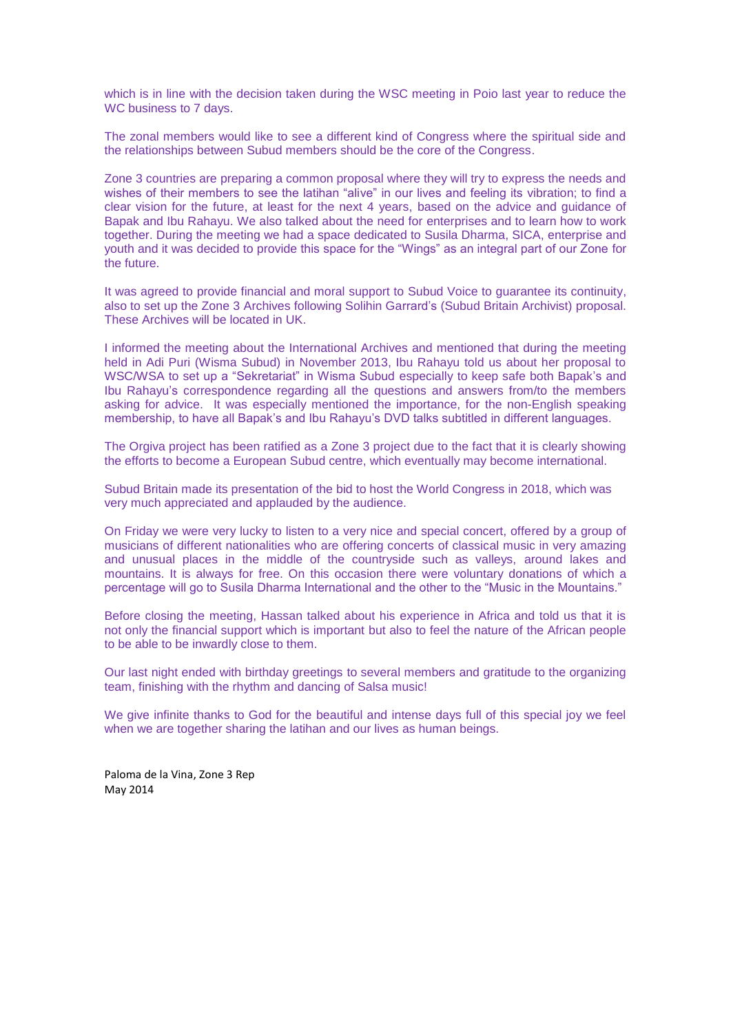which is in line with the decision taken during the WSC meeting in Poio last year to reduce the WC business to 7 days.

The zonal members would like to see a different kind of Congress where the spiritual side and the relationships between Subud members should be the core of the Congress.

Zone 3 countries are preparing a common proposal where they will try to express the needs and wishes of their members to see the latihan "alive" in our lives and feeling its vibration; to find a clear vision for the future, at least for the next 4 years, based on the advice and guidance of Bapak and Ibu Rahayu. We also talked about the need for enterprises and to learn how to work together. During the meeting we had a space dedicated to Susila Dharma, SICA, enterprise and youth and it was decided to provide this space for the "Wings" as an integral part of our Zone for the future.

It was agreed to provide financial and moral support to Subud Voice to guarantee its continuity, also to set up the Zone 3 Archives following Solihin Garrard's (Subud Britain Archivist) proposal. These Archives will be located in UK.

I informed the meeting about the International Archives and mentioned that during the meeting held in Adi Puri (Wisma Subud) in November 2013, Ibu Rahayu told us about her proposal to WSC/WSA to set up a "Sekretariat" in Wisma Subud especially to keep safe both Bapak's and Ibu Rahayu's correspondence regarding all the questions and answers from/to the members asking for advice. It was especially mentioned the importance, for the non-English speaking membership, to have all Bapak's and Ibu Rahayu's DVD talks subtitled in different languages.

The Orgiva project has been ratified as a Zone 3 project due to the fact that it is clearly showing the efforts to become a European Subud centre, which eventually may become international.

Subud Britain made its presentation of the bid to host the World Congress in 2018, which was very much appreciated and applauded by the audience.

On Friday we were very lucky to listen to a very nice and special concert, offered by a group of musicians of different nationalities who are offering concerts of classical music in very amazing and unusual places in the middle of the countryside such as valleys, around lakes and mountains. It is always for free. On this occasion there were voluntary donations of which a percentage will go to Susila Dharma International and the other to the "Music in the Mountains."

Before closing the meeting, Hassan talked about his experience in Africa and told us that it is not only the financial support which is important but also to feel the nature of the African people to be able to be inwardly close to them.

Our last night ended with birthday greetings to several members and gratitude to the organizing team, finishing with the rhythm and dancing of Salsa music!

We give infinite thanks to God for the beautiful and intense days full of this special joy we feel when we are together sharing the latihan and our lives as human beings.

Paloma de la Vina, Zone 3 Rep
May 2014